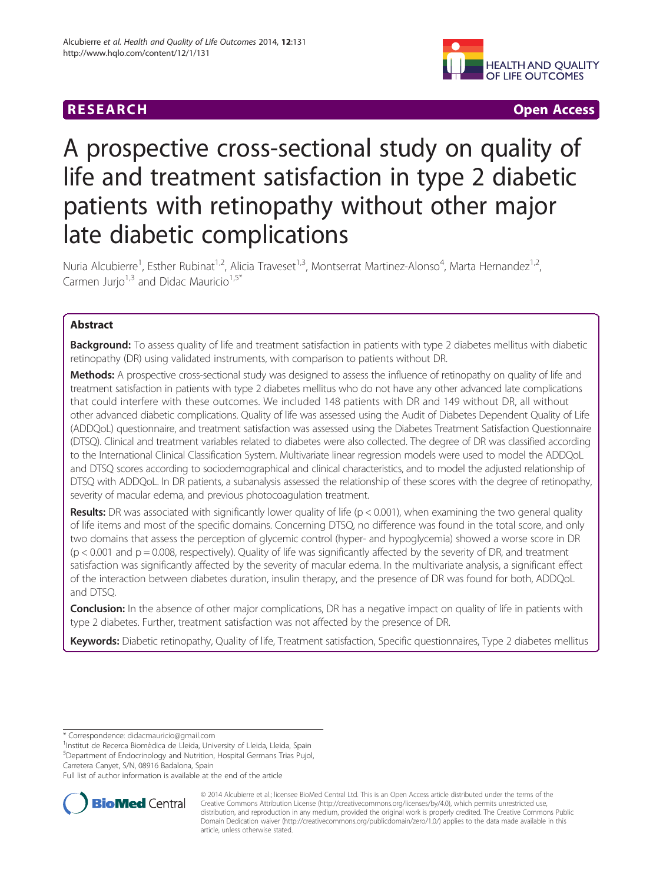RESEARCH **Open Access**

# A prospective cross-sectional study on quality of life and treatment satisfaction in type 2 diabetic patients with retinopathy without other major late diabetic complications

Nuria Alcubierre[1], Esther Rubinat[1,2], Alicia Traveset[1,3], Montserrat Martinez-Alonso[4], Marta Hernandez[1,2], Carmen Jurjo[1,3] and Didac Mauricio[1,5*]

## Abstract

**Background:** To assess quality of life and treatment satisfaction in patients with type 2 diabetes mellitus with diabetic retinopathy (DR) using validated instruments, with comparison to patients without DR.

**Methods:** A prospective cross-sectional study was designed to assess the influence of retinopathy on quality of life and treatment satisfaction in patients with type 2 diabetes mellitus who do not have any other advanced late complications that could interfere with these outcomes. We included 148 patients with DR and 149 without DR, all without other advanced diabetic complications. Quality of life was assessed using the Audit of Diabetes Dependent Quality of Life (ADDQoL) questionnaire, and treatment satisfaction was assessed using the Diabetes Treatment Satisfaction Questionnaire (DTSQ). Clinical and treatment variables related to diabetes were also collected. The degree of DR was classified according to the International Clinical Classification System. Multivariate linear regression models were used to model the ADDQoL and DTSQ scores according to sociodemographical and clinical characteristics, and to model the adjusted relationship of DTSQ with ADDQoL. In DR patients, a subanalysis assessed the relationship of these scores with the degree of retinopathy, severity of macular edema, and previous photocoagulation treatment.

**Results:** DR was associated with significantly lower quality of life ($p < 0.001$), when examining the two general quality of life items and most of the specific domains. Concerning DTSQ, no difference was found in the total score, and only two domains that assess the perception of glycemic control (hyper- and hypoglycemia) showed a worse score in DR ($p < 0.001$ and $p = 0.008$, respectively). Quality of life was significantly affected by the severity of DR, and treatment satisfaction was significantly affected by the severity of macular edema. In the multivariate analysis, a significant effect of the interaction between diabetes duration, insulin therapy, and the presence of DR was found for both, ADDQoL and DTSQ.

**Conclusion:** In the absence of other major complications, DR has a negative impact on quality of life in patients with type 2 diabetes. Further, treatment satisfaction was not affected by the presence of DR.

**Keywords:** Diabetic retinopathy, Quality of life, Treatment satisfaction, Specific questionnaires, Type 2 diabetes mellitus

\* Correspondence: didacmauricio@gmail.com
[1]Institut de Recerca Biomèdica de Lleida, University of Lleida, Lleida, Spain
[5]Department of Endocrinology and Nutrition, Hospital Germans Trias Pujol, Carretera Canyet, S/N, 08916 Badalona, Spain
Full list of author information is available at the end of the article

© 2014 Alcubierre et al.; licensee BioMed Central Ltd. This is an Open Access article distributed under the terms of the Creative Commons Attribution License (http://creativecommons.org/licenses/by/4.0), which permits unrestricted use, distribution, and reproduction in any medium, provided the original work is properly credited. The Creative Commons Public Domain Dedication waiver (http://creativecommons.org/publicdomain/zero/1.0/) applies to the data made available in this article, unless otherwise stated.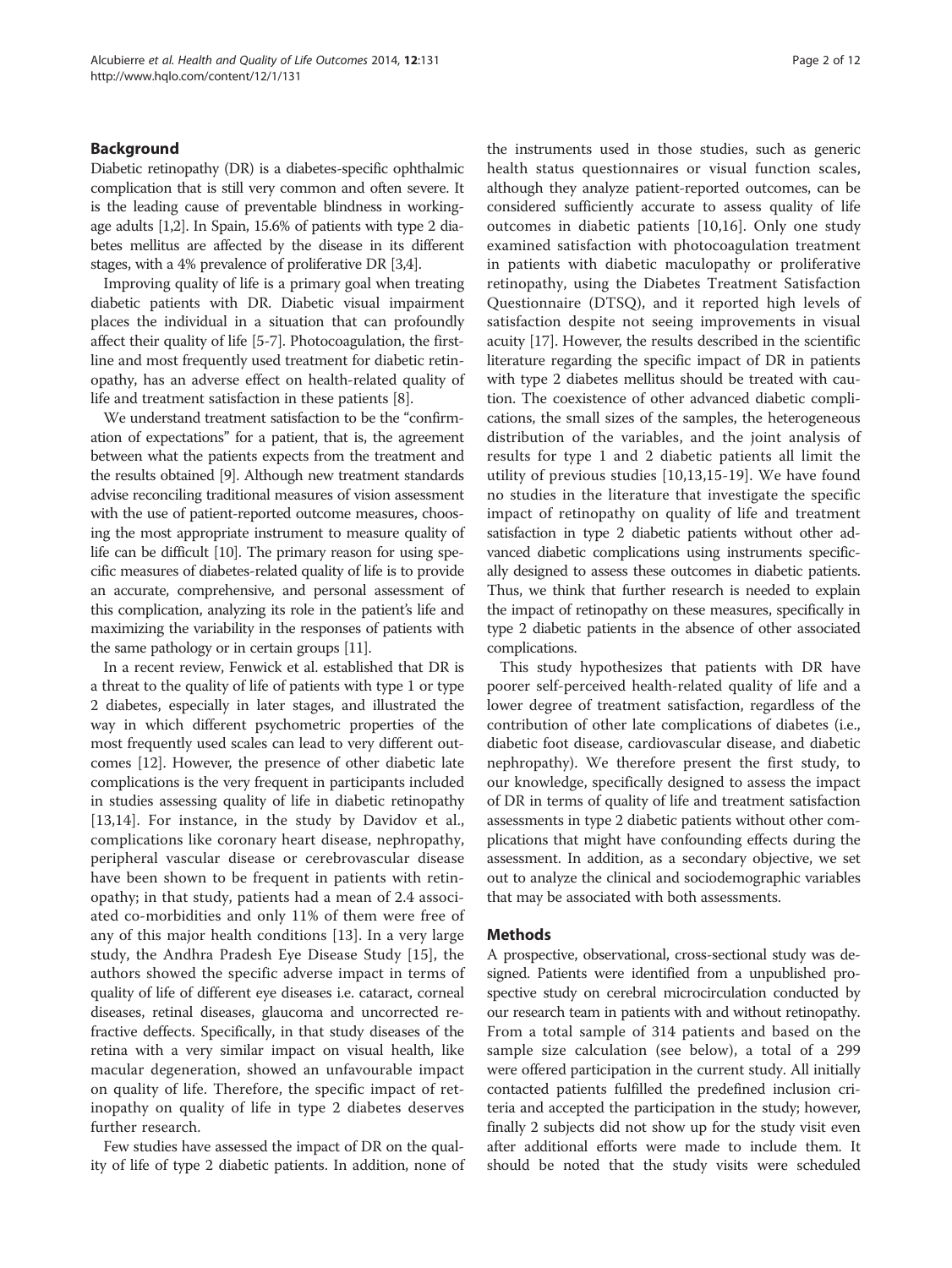## Background

Diabetic retinopathy (DR) is a diabetes-specific ophthalmic complication that is still very common and often severe. It is the leading cause of preventable blindness in working-age adults [1,2]. In Spain, 15.6% of patients with type 2 diabetes mellitus are affected by the disease in its different stages, with a 4% prevalence of proliferative DR [3,4].

Improving quality of life is a primary goal when treating diabetic patients with DR. Diabetic visual impairment places the individual in a situation that can profoundly affect their quality of life [5-7]. Photocoagulation, the first-line and most frequently used treatment for diabetic retinopathy, has an adverse effect on health-related quality of life and treatment satisfaction in these patients [8].

We understand treatment satisfaction to be the "confirmation of expectations" for a patient, that is, the agreement between what the patients expects from the treatment and the results obtained [9]. Although new treatment standards advise reconciling traditional measures of vision assessment with the use of patient-reported outcome measures, choosing the most appropriate instrument to measure quality of life can be difficult [10]. The primary reason for using specific measures of diabetes-related quality of life is to provide an accurate, comprehensive, and personal assessment of this complication, analyzing its role in the patient's life and maximizing the variability in the responses of patients with the same pathology or in certain groups [11].

In a recent review, Fenwick et al. established that DR is a threat to the quality of life of patients with type 1 or type 2 diabetes, especially in later stages, and illustrated the way in which different psychometric properties of the most frequently used scales can lead to very different outcomes [12]. However, the presence of other diabetic late complications is the very frequent in participants included in studies assessing quality of life in diabetic retinopathy [13,14]. For instance, in the study by Davidov et al., complications like coronary heart disease, nephropathy, peripheral vascular disease or cerebrovascular disease have been shown to be frequent in patients with retinopathy; in that study, patients had a mean of 2.4 associated co-morbidities and only 11% of them were free of any of this major health conditions [13]. In a very large study, the Andhra Pradesh Eye Disease Study [15], the authors showed the specific adverse impact in terms of quality of life of different eye diseases i.e. cataract, corneal diseases, retinal diseases, glaucoma and uncorrected refractive deffects. Specifically, in that study diseases of the retina with a very similar impact on visual health, like macular degeneration, showed an unfavourable impact on quality of life. Therefore, the specific impact of retinopathy on quality of life in type 2 diabetes deserves further research.

Few studies have assessed the impact of DR on the quality of life of type 2 diabetic patients. In addition, none of the instruments used in those studies, such as generic health status questionnaires or visual function scales, although they analyze patient-reported outcomes, can be considered sufficiently accurate to assess quality of life outcomes in diabetic patients [10,16]. Only one study examined satisfaction with photocoagulation treatment in patients with diabetic maculopathy or proliferative retinopathy, using the Diabetes Treatment Satisfaction Questionnaire (DTSQ), and it reported high levels of satisfaction despite not seeing improvements in visual acuity [17]. However, the results described in the scientific literature regarding the specific impact of DR in patients with type 2 diabetes mellitus should be treated with caution. The coexistence of other advanced diabetic complications, the small sizes of the samples, the heterogeneous distribution of the variables, and the joint analysis of results for type 1 and 2 diabetic patients all limit the utility of previous studies [10,13,15-19]. We have found no studies in the literature that investigate the specific impact of retinopathy on quality of life and treatment satisfaction in type 2 diabetic patients without other advanced diabetic complications using instruments specifically designed to assess these outcomes in diabetic patients. Thus, we think that further research is needed to explain the impact of retinopathy on these measures, specifically in type 2 diabetic patients in the absence of other associated complications.

This study hypothesizes that patients with DR have poorer self-perceived health-related quality of life and a lower degree of treatment satisfaction, regardless of the contribution of other late complications of diabetes (i.e., diabetic foot disease, cardiovascular disease, and diabetic nephropathy). We therefore present the first study, to our knowledge, specifically designed to assess the impact of DR in terms of quality of life and treatment satisfaction assessments in type 2 diabetic patients without other complications that might have confounding effects during the assessment. In addition, as a secondary objective, we set out to analyze the clinical and sociodemographic variables that may be associated with both assessments.

## Methods

A prospective, observational, cross-sectional study was designed. Patients were identified from a unpublished prospective study on cerebral microcirculation conducted by our research team in patients with and without retinopathy. From a total sample of 314 patients and based on the sample size calculation (see below), a total of a 299 were offered participation in the current study. All initially contacted patients fulfilled the predefined inclusion criteria and accepted the participation in the study; however, finally 2 subjects did not show up for the study visit even after additional efforts were made to include them. It should be noted that the study visits were scheduled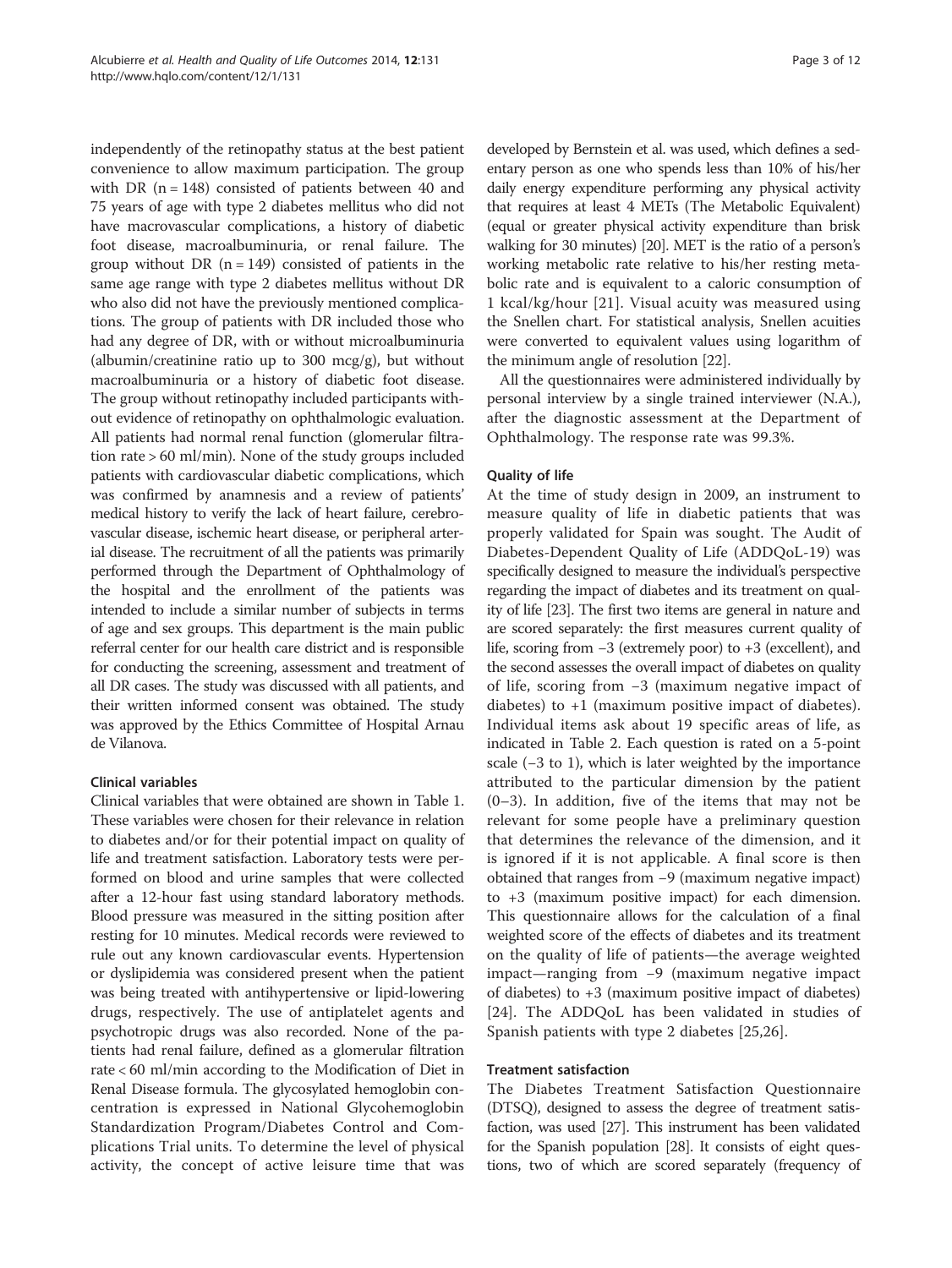independently of the retinopathy status at the best patient convenience to allow maximum participation. The group with DR (n = 148) consisted of patients between 40 and 75 years of age with type 2 diabetes mellitus who did not have macrovascular complications, a history of diabetic foot disease, macroalbuminuria, or renal failure. The group without DR (n = 149) consisted of patients in the same age range with type 2 diabetes mellitus without DR who also did not have the previously mentioned complications. The group of patients with DR included those who had any degree of DR, with or without microalbuminuria (albumin/creatinine ratio up to 300 mcg/g), but without macroalbuminuria or a history of diabetic foot disease. The group without retinopathy included participants without evidence of retinopathy on ophthalmologic evaluation. All patients had normal renal function (glomerular filtration rate > 60 ml/min). None of the study groups included patients with cardiovascular diabetic complications, which was confirmed by anamnesis and a review of patients' medical history to verify the lack of heart failure, cerebrovascular disease, ischemic heart disease, or peripheral arterial disease. The recruitment of all the patients was primarily performed through the Department of Ophthalmology of the hospital and the enrollment of the patients was intended to include a similar number of subjects in terms of age and sex groups. This department is the main public referral center for our health care district and is responsible for conducting the screening, assessment and treatment of all DR cases. The study was discussed with all patients, and their written informed consent was obtained. The study was approved by the Ethics Committee of Hospital Arnau de Vilanova.

### Clinical variables

Clinical variables that were obtained are shown in Table 1. These variables were chosen for their relevance in relation to diabetes and/or for their potential impact on quality of life and treatment satisfaction. Laboratory tests were performed on blood and urine samples that were collected after a 12-hour fast using standard laboratory methods. Blood pressure was measured in the sitting position after resting for 10 minutes. Medical records were reviewed to rule out any known cardiovascular events. Hypertension or dyslipidemia was considered present when the patient was being treated with antihypertensive or lipid-lowering drugs, respectively. The use of antiplatelet agents and psychotropic drugs was also recorded. None of the patients had renal failure, defined as a glomerular filtration rate < 60 ml/min according to the Modification of Diet in Renal Disease formula. The glycosylated hemoglobin concentration is expressed in National Glycohemoglobin Standardization Program/Diabetes Control and Complications Trial units. To determine the level of physical activity, the concept of active leisure time that was developed by Bernstein et al. was used, which defines a sedentary person as one who spends less than 10% of his/her daily energy expenditure performing any physical activity that requires at least 4 METs (The Metabolic Equivalent) (equal or greater physical activity expenditure than brisk walking for 30 minutes) [20]. MET is the ratio of a person's working metabolic rate relative to his/her resting metabolic rate and is equivalent to a caloric consumption of 1 kcal/kg/hour [21]. Visual acuity was measured using the Snellen chart. For statistical analysis, Snellen acuities were converted to equivalent values using logarithm of the minimum angle of resolution [22].

All the questionnaires were administered individually by personal interview by a single trained interviewer (N.A.), after the diagnostic assessment at the Department of Ophthalmology. The response rate was 99.3%.

### Quality of life

At the time of study design in 2009, an instrument to measure quality of life in diabetic patients that was properly validated for Spain was sought. The Audit of Diabetes-Dependent Quality of Life (ADDQoL-19) was specifically designed to measure the individual's perspective regarding the impact of diabetes and its treatment on quality of life [23]. The first two items are general in nature and are scored separately: the first measures current quality of life, scoring from −3 (extremely poor) to +3 (excellent), and the second assesses the overall impact of diabetes on quality of life, scoring from −3 (maximum negative impact of diabetes) to +1 (maximum positive impact of diabetes). Individual items ask about 19 specific areas of life, as indicated in Table 2. Each question is rated on a 5-point scale (−3 to 1), which is later weighted by the importance attributed to the particular dimension by the patient (0–3). In addition, five of the items that may not be relevant for some people have a preliminary question that determines the relevance of the dimension, and it is ignored if it is not applicable. A final score is then obtained that ranges from −9 (maximum negative impact) to +3 (maximum positive impact) for each dimension. This questionnaire allows for the calculation of a final weighted score of the effects of diabetes and its treatment on the quality of life of patients—the average weighted impact—ranging from −9 (maximum negative impact of diabetes) to +3 (maximum positive impact of diabetes) [24]. The ADDQoL has been validated in studies of Spanish patients with type 2 diabetes [25,26].

### Treatment satisfaction

The Diabetes Treatment Satisfaction Questionnaire (DTSQ), designed to assess the degree of treatment satisfaction, was used [27]. This instrument has been validated for the Spanish population [28]. It consists of eight questions, two of which are scored separately (frequency of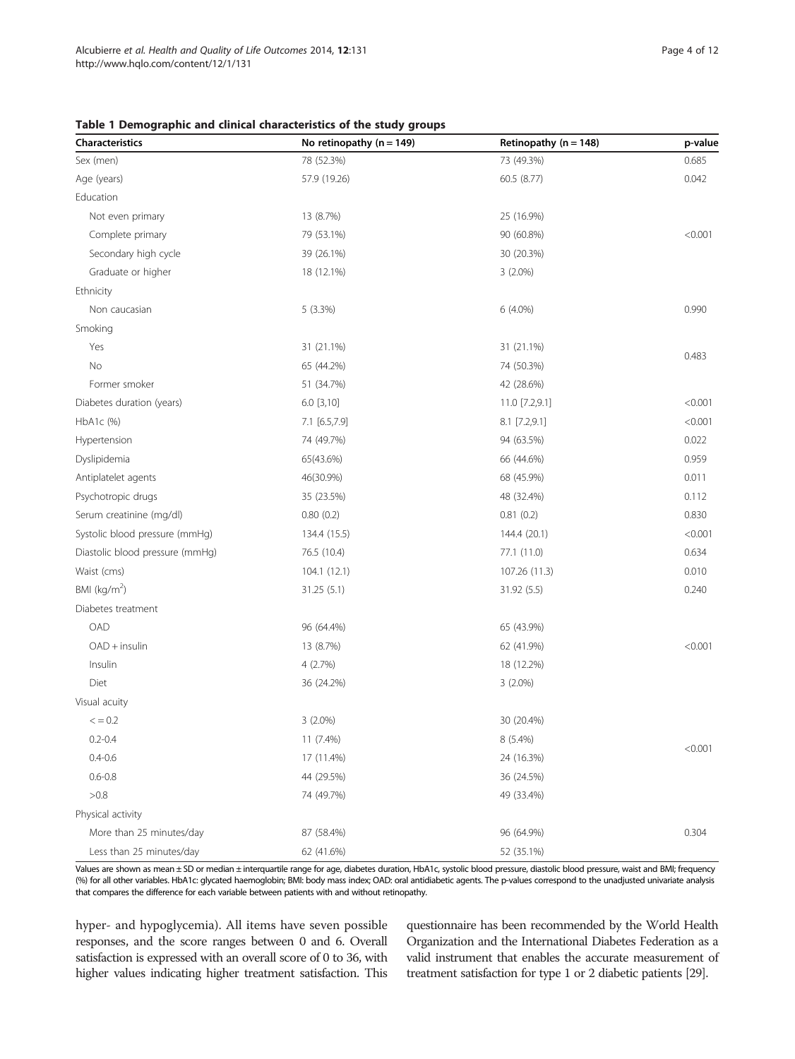**Table 1 Demographic and clinical characteristics of the study groups**

| Characteristics | No retinopathy (n = 149) | Retinopathy (n = 148) | p-value |
|---|---|---|---|
| Sex (men) | 78 (52.3%) | 73 (49.3%) | 0.685 |
| Age (years) | 57.9 (19.26) | 60.5 (8.77) | 0.042 |
| Education | | | |
| Not even primary | 13 (8.7%) | 25 (16.9%) | |
| Complete primary | 79 (53.1%) | 90 (60.8%) | <0.001 |
| Secondary high cycle | 39 (26.1%) | 30 (20.3%) | |
| Graduate or higher | 18 (12.1%) | 3 (2.0%) | |
| Ethnicity | | | |
| Non caucasian | 5 (3.3%) | 6 (4.0%) | 0.990 |
| Smoking | | | |
| Yes | 31 (21.1%) | 31 (21.1%) | |
| No | 65 (44.2%) | 74 (50.3%) | 0.483 |
| Former smoker | 51 (34.7%) | 42 (28.6%) | |
| Diabetes duration (years) | 6.0 [3,10] | 11.0 [7.2,9.1] | <0.001 |
| HbA1c (%) | 7.1 [6.5,7.9] | 8.1 [7.2,9.1] | <0.001 |
| Hypertension | 74 (49.7%) | 94 (63.5%) | 0.022 |
| Dyslipidemia | 65(43.6%) | 66 (44.6%) | 0.959 |
| Antiplatelet agents | 46(30.9%) | 68 (45.9%) | 0.011 |
| Psychotropic drugs | 35 (23.5%) | 48 (32.4%) | 0.112 |
| Serum creatinine (mg/dl) | 0.80 (0.2) | 0.81 (0.2) | 0.830 |
| Systolic blood pressure (mmHg) | 134.4 (15.5) | 144.4 (20.1) | <0.001 |
| Diastolic blood pressure (mmHg) | 76.5 (10.4) | 77.1 (11.0) | 0.634 |
| Waist (cms) | 104.1 (12.1) | 107.26 (11.3) | 0.010 |
| BMI (kg/m$^2$) | 31.25 (5.1) | 31.92 (5.5) | 0.240 |
| Diabetes treatment | | | |
| OAD | 96 (64.4%) | 65 (43.9%) | |
| OAD + insulin | 13 (8.7%) | 62 (41.9%) | <0.001 |
| Insulin | 4 (2.7%) | 18 (12.2%) | |
| Diet | 36 (24.2%) | 3 (2.0%) | |
| Visual acuity | | | |
| < = 0.2 | 3 (2.0%) | 30 (20.4%) | |
| 0.2-0.4 | 11 (7.4%) | 8 (5.4%) | |
| 0.4-0.6 | 17 (11.4%) | 24 (16.3%) | <0.001 |
| 0.6-0.8 | 44 (29.5%) | 36 (24.5%) | |
| >0.8 | 74 (49.7%) | 49 (33.4%) | |
| Physical activity | | | |
| More than 25 minutes/day | 87 (58.4%) | 96 (64.9%) | 0.304 |
| Less than 25 minutes/day | 62 (41.6%) | 52 (35.1%) | |

Values are shown as mean ± SD or median ± interquartile range for age, diabetes duration, HbA1c, systolic blood pressure, diastolic blood pressure, waist and BMI; frequency (%) for all other variables. HbA1c: glycated haemoglobin; BMI: body mass index; OAD: oral antidiabetic agents. The p-values correspond to the unadjusted univariate analysis that compares the difference for each variable between patients with and without retinopathy.

hyper- and hypoglycemia). All items have seven possible responses, and the score ranges between 0 and 6. Overall satisfaction is expressed with an overall score of 0 to 36, with higher values indicating higher treatment satisfaction. This questionnaire has been recommended by the World Health Organization and the International Diabetes Federation as a valid instrument that enables the accurate measurement of treatment satisfaction for type 1 or 2 diabetic patients [29].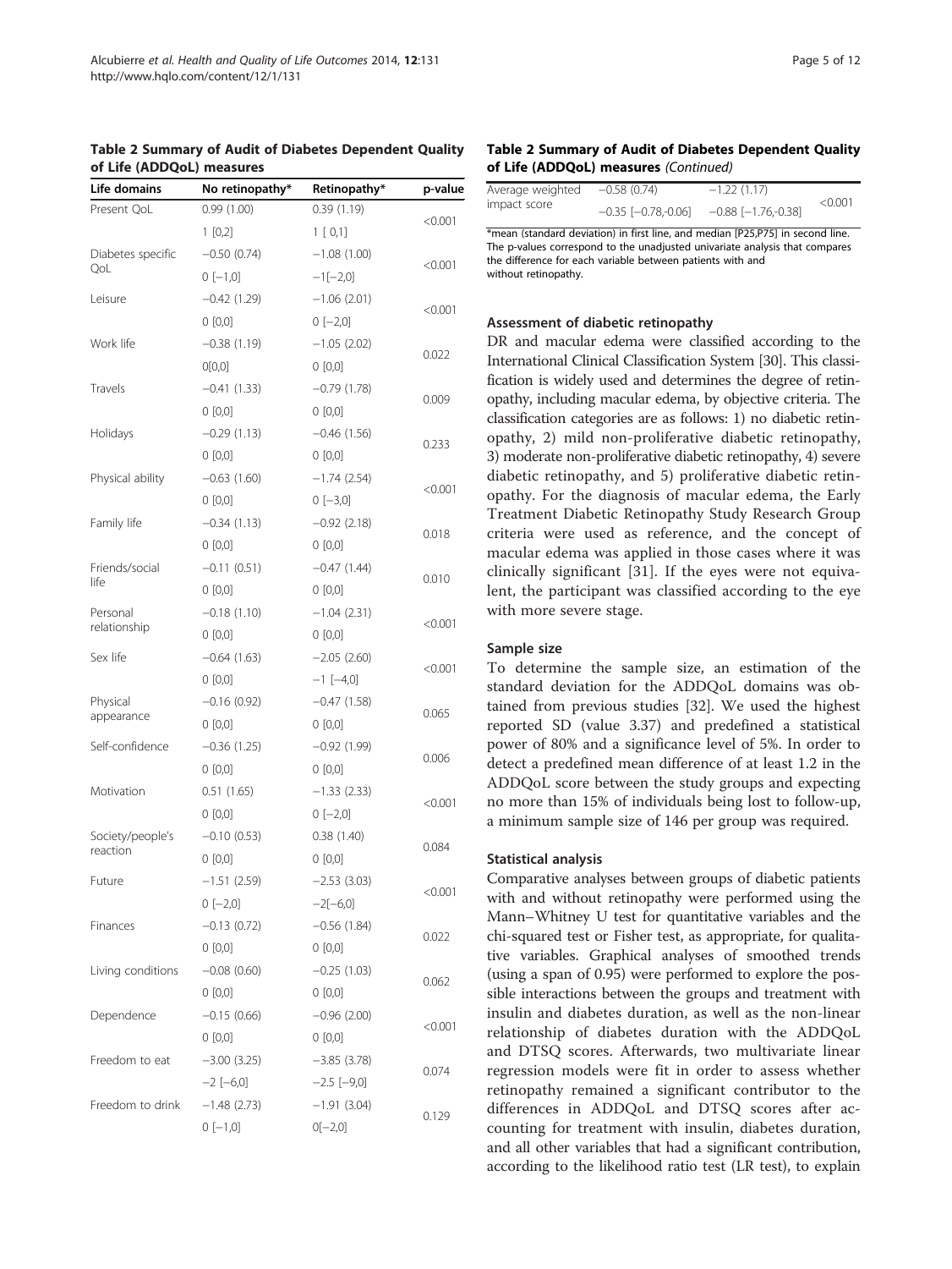**Table 2 Summary of Audit of Diabetes Dependent Quality of Life (ADDQoL) measures**

| Life domains | No retinopathy* | Retinopathy* | p-value |
|---|---|---|---|
| Present QoL | 0.99 (1.00) | 0.39 (1.19) | <0.001 |
| | 1 [0,2] | 1 [ 0,1] | |
| Diabetes specific QoL | −0.50 (0.74) | −1.08 (1.00) | <0.001 |
| | 0 [−1,0] | −1[−2,0] | |
| Leisure | −0.42 (1.29) | −1.06 (2.01) | <0.001 |
| | 0 [0,0] | 0 [−2,0] | |
| Work life | −0.38 (1.19) | −1.05 (2.02) | 0.022 |
| | 0[0,0] | 0 [0,0] | |
| Travels | −0.41 (1.33) | −0.79 (1.78) | 0.009 |
| | 0 [0,0] | 0 [0,0] | |
| Holidays | −0.29 (1.13) | −0.46 (1.56) | 0.233 |
| | 0 [0,0] | 0 [0,0] | |
| Physical ability | −0.63 (1.60) | −1.74 (2.54) | <0.001 |
| | 0 [0,0] | 0 [−3,0] | |
| Family life | −0.34 (1.13) | −0.92 (2.18) | 0.018 |
| | 0 [0,0] | 0 [0,0] | |
| Friends/social life | −0.11 (0.51) | −0.47 (1.44) | 0.010 |
| | 0 [0,0] | 0 [0,0] | |
| Personal relationship | −0.18 (1.10) | −1.04 (2.31) | <0.001 |
| | 0 [0,0] | 0 [0,0] | |
| Sex life | −0.64 (1.63) | −2.05 (2.60) | <0.001 |
| | 0 [0,0] | −1 [−4,0] | |
| Physical appearance | −0.16 (0.92) | −0.47 (1.58) | 0.065 |
| | 0 [0,0] | 0 [0,0] | |
| Self-confidence | −0.36 (1.25) | −0.92 (1.99) | 0.006 |
| | 0 [0,0] | 0 [0,0] | |
| Motivation | 0.51 (1.65) | −1.33 (2.33) | <0.001 |
| | 0 [0,0] | 0 [−2,0] | |
| Society/people's reaction | −0.10 (0.53) | 0.38 (1.40) | 0.084 |
| | 0 [0,0] | 0 [0,0] | |
| Future | −1.51 (2.59) | −2.53 (3.03) | <0.001 |
| | 0 [−2,0] | −2[−6,0] | |
| Finances | −0.13 (0.72) | −0.56 (1.84) | 0.022 |
| | 0 [0,0] | 0 [0,0] | |
| Living conditions | −0.08 (0.60) | −0.25 (1.03) | 0.062 |
| | 0 [0,0] | 0 [0,0] | |
| Dependence | −0.15 (0.66) | −0.96 (2.00) | <0.001 |
| | 0 [0,0] | 0 [0,0] | |
| Freedom to eat | −3.00 (3.25) | −3.85 (3.78) | 0.074 |
| | −2 [−6,0] | −2.5 [−9,0] | |
| Freedom to drink | −1.48 (2.73) | −1.91 (3.04) | 0.129 |
| | 0 [−1,0] | 0[−2,0] | |
| Average weighted impact score | −0.58 (0.74) | −1.22 (1.17) | <0.001 |
| | −0.35 [−0.78,-0.06] | −0.88 [−1.76,-0.38] | |

*mean (standard deviation) in first line, and median [P25,P75] in second line. The p-values correspond to the unadjusted univariate analysis that compares the difference for each variable between patients with and without retinopathy.

### Assessment of diabetic retinopathy

DR and macular edema were classified according to the International Clinical Classification System [30]. This classification is widely used and determines the degree of retinopathy, including macular edema, by objective criteria. The classification categories are as follows: 1) no diabetic retinopathy, 2) mild non-proliferative diabetic retinopathy, 3) moderate non-proliferative diabetic retinopathy, 4) severe diabetic retinopathy, and 5) proliferative diabetic retinopathy. For the diagnosis of macular edema, the Early Treatment Diabetic Retinopathy Study Research Group criteria were used as reference, and the concept of macular edema was applied in those cases where it was clinically significant [31]. If the eyes were not equivalent, the participant was classified according to the eye with more severe stage.

### Sample size

To determine the sample size, an estimation of the standard deviation for the ADDQoL domains was obtained from previous studies [32]. We used the highest reported SD (value 3.37) and predefined a statistical power of 80% and a significance level of 5%. In order to detect a predefined mean difference of at least 1.2 in the ADDQoL score between the study groups and expecting no more than 15% of individuals being lost to follow-up, a minimum sample size of 146 per group was required.

### Statistical analysis

Comparative analyses between groups of diabetic patients with and without retinopathy were performed using the Mann–Whitney U test for quantitative variables and the chi-squared test or Fisher test, as appropriate, for qualitative variables. Graphical analyses of smoothed trends (using a span of 0.95) were performed to explore the possible interactions between the groups and treatment with insulin and diabetes duration, as well as the non-linear relationship of diabetes duration with the ADDQoL and DTSQ scores. Afterwards, two multivariate linear regression models were fit in order to assess whether retinopathy remained a significant contributor to the differences in ADDQoL and DTSQ scores after accounting for treatment with insulin, diabetes duration, and all other variables that had a significant contribution, according to the likelihood ratio test (LR test), to explain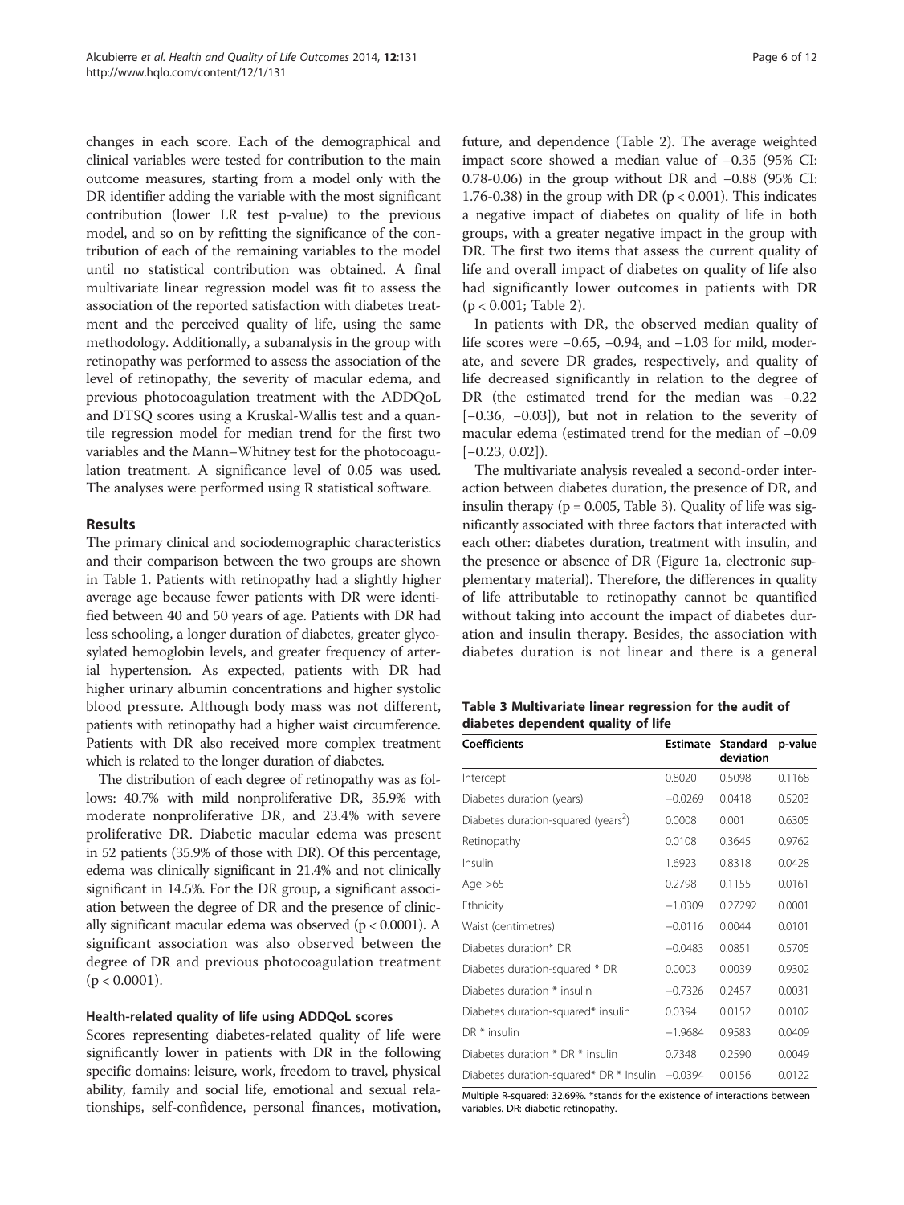changes in each score. Each of the demographical and clinical variables were tested for contribution to the main outcome measures, starting from a model only with the DR identifier adding the variable with the most significant contribution (lower LR test p-value) to the previous model, and so on by refitting the significance of the contribution of each of the remaining variables to the model until no statistical contribution was obtained. A final multivariate linear regression model was fit to assess the association of the reported satisfaction with diabetes treatment and the perceived quality of life, using the same methodology. Additionally, a subanalysis in the group with retinopathy was performed to assess the association of the level of retinopathy, the severity of macular edema, and previous photocoagulation treatment with the ADDQoL and DTSQ scores using a Kruskal-Wallis test and a quantile regression model for median trend for the first two variables and the Mann–Whitney test for the photocoagulation treatment. A significance level of 0.05 was used. The analyses were performed using R statistical software.

## Results

The primary clinical and sociodemographic characteristics and their comparison between the two groups are shown in Table 1. Patients with retinopathy had a slightly higher average age because fewer patients with DR were identified between 40 and 50 years of age. Patients with DR had less schooling, a longer duration of diabetes, greater glycosylated hemoglobin levels, and greater frequency of arterial hypertension. As expected, patients with DR had higher urinary albumin concentrations and higher systolic blood pressure. Although body mass was not different, patients with retinopathy had a higher waist circumference. Patients with DR also received more complex treatment which is related to the longer duration of diabetes.

The distribution of each degree of retinopathy was as follows: 40.7% with mild nonproliferative DR, 35.9% with moderate nonproliferative DR, and 23.4% with severe proliferative DR. Diabetic macular edema was present in 52 patients (35.9% of those with DR). Of this percentage, edema was clinically significant in 21.4% and not clinically significant in 14.5%. For the DR group, a significant association between the degree of DR and the presence of clinically significant macular edema was observed ($p < 0.0001$). A significant association was also observed between the degree of DR and previous photocoagulation treatment ($p < 0.0001$).

### Health-related quality of life using ADDQoL scores

Scores representing diabetes-related quality of life were significantly lower in patients with DR in the following specific domains: leisure, work, freedom to travel, physical ability, family and social life, emotional and sexual relationships, self-confidence, personal finances, motivation, future, and dependence (Table 2). The average weighted impact score showed a median value of −0.35 (95% CI: 0.78-0.06) in the group without DR and −0.88 (95% CI: 1.76-0.38) in the group with DR ($p < 0.001$). This indicates a negative impact of diabetes on quality of life in both groups, with a greater negative impact in the group with DR. The first two items that assess the current quality of life and overall impact of diabetes on quality of life also had significantly lower outcomes in patients with DR ($p < 0.001$; Table 2).

In patients with DR, the observed median quality of life scores were −0.65, −0.94, and −1.03 for mild, moderate, and severe DR grades, respectively, and quality of life decreased significantly in relation to the degree of DR (the estimated trend for the median was −0.22 [−0.36, −0.03]), but not in relation to the severity of macular edema (estimated trend for the median of −0.09 [−0.23, 0.02]).

The multivariate analysis revealed a second-order interaction between diabetes duration, the presence of DR, and insulin therapy ($p = 0.005$, Table 3). Quality of life was significantly associated with three factors that interacted with each other: diabetes duration, treatment with insulin, and the presence or absence of DR (Figure 1a, electronic supplementary material). Therefore, the differences in quality of life attributable to retinopathy cannot be quantified without taking into account the impact of diabetes duration and insulin therapy. Besides, the association with diabetes duration is not linear and there is a general

**Table 3 Multivariate linear regression for the audit of diabetes dependent quality of life**

| Coefficients | Estimate | Standard deviation | p-value |
|---|---|---|---|
| Intercept | 0.8020 | 0.5098 | 0.1168 |
| Diabetes duration (years) | −0.0269 | 0.0418 | 0.5203 |
| Diabetes duration-squared (years$^2$) | 0.0008 | 0.001 | 0.6305 |
| Retinopathy | 0.0108 | 0.3645 | 0.9762 |
| Insulin | 1.6923 | 0.8318 | 0.0428 |
| Age >65 | 0.2798 | 0.1155 | 0.0161 |
| Ethnicity | −1.0309 | 0.27292 | 0.0001 |
| Waist (centimetres) | −0.0116 | 0.0044 | 0.0101 |
| Diabetes duration* DR | −0.0483 | 0.0851 | 0.5705 |
| Diabetes duration-squared * DR | 0.0003 | 0.0039 | 0.9302 |
| Diabetes duration * insulin | −0.7326 | 0.2457 | 0.0031 |
| Diabetes duration-squared* insulin | 0.0394 | 0.0152 | 0.0102 |
| DR * insulin | −1.9684 | 0.9583 | 0.0409 |
| Diabetes duration * DR * insulin | 0.7348 | 0.2590 | 0.0049 |
| Diabetes duration-squared* DR * Insulin | −0.0394 | 0.0156 | 0.0122 |

Multiple R-squared: 32.69%. *stands for the existence of interactions between variables. DR: diabetic retinopathy.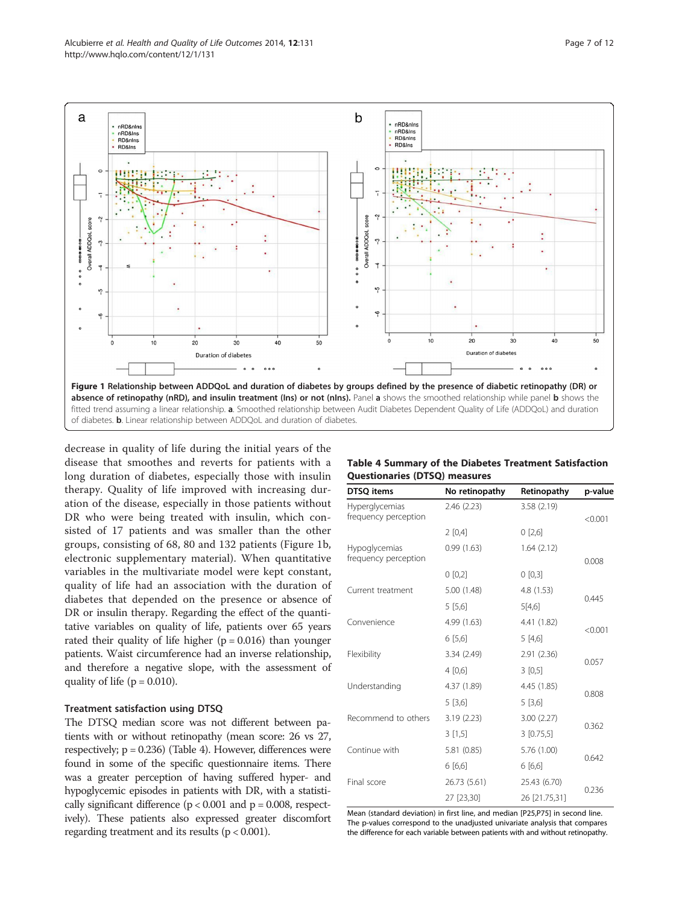Figure 1 Relationship between ADDQoL and duration of diabetes by groups defined by the presence of diabetic retinopathy (DR) or absence of retinopathy (nRD), and insulin treatment (Ins) or not (nIns). Panel a shows the smoothed relationship while panel b shows the fitted trend assuming a linear relationship. a. Smoothed relationship between Audit Diabetes Dependent Quality of Life (ADDQoL) and duration of diabetes. b. Linear relationship between ADDQoL and duration of diabetes.

decrease in quality of life during the initial years of the disease that smoothes and reverts for patients with a long duration of diabetes, especially those with insulin therapy. Quality of life improved with increasing duration of the disease, especially in those patients without DR who were being treated with insulin, which consisted of 17 patients and was smaller than the other groups, consisting of 68, 80 and 132 patients (Figure 1b, electronic supplementary material). When quantitative variables in the multivariate model were kept constant, quality of life had an association with the duration of diabetes that depended on the presence or absence of DR or insulin therapy. Regarding the effect of the quantitative variables on quality of life, patients over 65 years rated their quality of life higher ($p = 0.016$) than younger patients. Waist circumference had an inverse relationship, and therefore a negative slope, with the assessment of quality of life ($p = 0.010$).

### Treatment satisfaction using DTSQ

The DTSQ median score was not different between patients with or without retinopathy (mean score: 26 vs 27, respectively; $p = 0.236$) (Table 4). However, differences were found in some of the specific questionnaire items. There was a greater perception of having suffered hyper- and hypoglycemic episodes in patients with DR, with a statistically significant difference ($p < 0.001$ and $p = 0.008$, respectively). These patients also expressed greater discomfort regarding treatment and its results ($p < 0.001$).

**Table 4 Summary of the Diabetes Treatment Satisfaction Questionnaries (DTSQ) measures**

| DTSQ items | No retinopathy | Retinopathy | p-value |
|---|---|---|---|
| Hyperglycemias frequency perception | 2.46 (2.23) | 3.58 (2.19) | <0.001 |
| | 2 [0,4] | 0 [2,6] | |
| Hypoglycemias frequency perception | 0.99 (1.63) | 1.64 (2.12) | 0.008 |
| | 0 [0,2] | 0 [0,3] | |
| Current treatment | 5.00 (1.48) | 4.8 (1.53) | 0.445 |
| | 5 [5,6] | 5[4,6] | |
| Convenience | 4.99 (1.63) | 4.41 (1.82) | <0.001 |
| | 6 [5,6] | 5 [4,6] | |
| Flexibility | 3.34 (2.49) | 2.91 (2.36) | 0.057 |
| | 4 [0,6] | 3 [0,5] | |
| Understanding | 4.37 (1.89) | 4.45 (1.85) | 0.808 |
| | 5 [3,6] | 5 [3,6] | |
| Recommend to others | 3.19 (2.23) | 3.00 (2.27) | 0.362 |
| | 3 [1,5] | 3 [0.75,5] | |
| Continue with | 5.81 (0.85) | 5.76 (1.00) | 0.642 |
| | 6 [6,6] | 6 [6,6] | |
| Final score | 26.73 (5.61) | 25.43 (6.70) | 0.236 |
| | 27 [23,30] | 26 [21.75,31] | |

Mean (standard deviation) in first line, and median [P25,P75] in second line. The p-values correspond to the unadjusted univariate analysis that compares the difference for each variable between patients with and without retinopathy.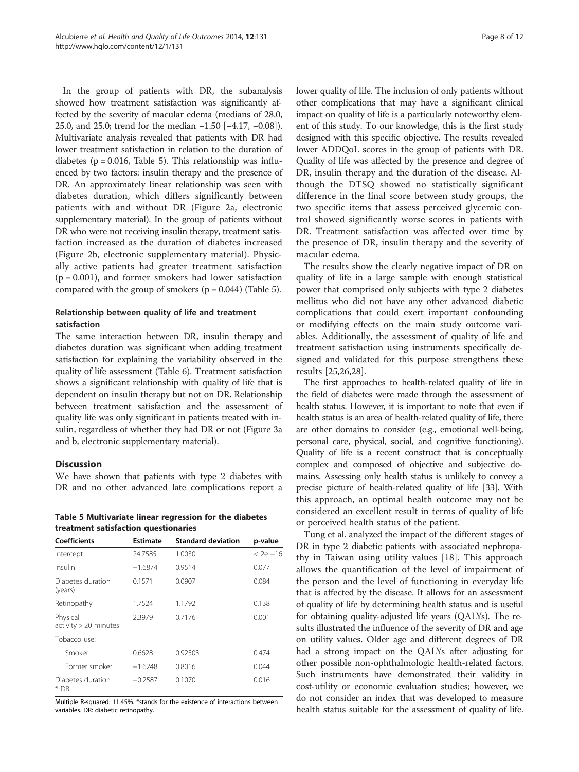In the group of patients with DR, the subanalysis showed how treatment satisfaction was significantly affected by the severity of macular edema (medians of 28.0, 25.0, and 25.0; trend for the median −1.50 [−4.17, −0.08]). Multivariate analysis revealed that patients with DR had lower treatment satisfaction in relation to the duration of diabetes ($p = 0.016$, Table 5). This relationship was influenced by two factors: insulin therapy and the presence of DR. An approximately linear relationship was seen with diabetes duration, which differs significantly between patients with and without DR (Figure 2a, electronic supplementary material). In the group of patients without DR who were not receiving insulin therapy, treatment satisfaction increased as the duration of diabetes increased (Figure 2b, electronic supplementary material). Physically active patients had greater treatment satisfaction ($p = 0.001$), and former smokers had lower satisfaction compared with the group of smokers ($p = 0.044$) (Table 5).

### Relationship between quality of life and treatment satisfaction

The same interaction between DR, insulin therapy and diabetes duration was significant when adding treatment satisfaction for explaining the variability observed in the quality of life assessment (Table 6). Treatment satisfaction shows a significant relationship with quality of life that is dependent on insulin therapy but not on DR. Relationship between treatment satisfaction and the assessment of quality life was only significant in patients treated with insulin, regardless of whether they had DR or not (Figure 3a and b, electronic supplementary material).

## Discussion

We have shown that patients with type 2 diabetes with DR and no other advanced late complications report a lower quality of life. The inclusion of only patients without other complications that may have a significant clinical impact on quality of life is a particularly noteworthy element of this study. To our knowledge, this is the first study designed with this specific objective. The results revealed lower ADDQoL scores in the group of patients with DR. Quality of life was affected by the presence and degree of DR, insulin therapy and the duration of the disease. Although the DTSQ showed no statistically significant difference in the final score between study groups, the two specific items that assess perceived glycemic control showed significantly worse scores in patients with DR. Treatment satisfaction was affected over time by the presence of DR, insulin therapy and the severity of macular edema.

The results show the clearly negative impact of DR on quality of life in a large sample with enough statistical power that comprised only subjects with type 2 diabetes mellitus who did not have any other advanced diabetic complications that could exert important confounding or modifying effects on the main study outcome variables. Additionally, the assessment of quality of life and treatment satisfaction using instruments specifically designed and validated for this purpose strengthens these results [25,26,28].

The first approaches to health-related quality of life in the field of diabetes were made through the assessment of health status. However, it is important to note that even if health status is an area of health-related quality of life, there are other domains to consider (e.g., emotional well-being, personal care, physical, social, and cognitive functioning). Quality of life is a recent construct that is conceptually complex and composed of objective and subjective domains. Assessing only health status is unlikely to convey a precise picture of health-related quality of life [33]. With this approach, an optimal health outcome may not be considered an excellent result in terms of quality of life or perceived health status of the patient.

Tung et al. analyzed the impact of the different stages of DR in type 2 diabetic patients with associated nephropathy in Taiwan using utility values [18]. This approach allows the quantification of the level of impairment of the person and the level of functioning in everyday life that is affected by the disease. It allows for an assessment of quality of life by determining health status and is useful for obtaining quality-adjusted life years (QALYs). The results illustrated the influence of the severity of DR and age on utility values. Older age and different degrees of DR had a strong impact on the QALYs after adjusting for other possible non-ophthalmologic health-related factors. Such instruments have demonstrated their validity in cost-utility or economic evaluation studies; however, we do not consider an index that was developed to measure health status suitable for the assessment of quality of life.

**Table 5 Multivariate linear regression for the diabetes treatment satisfaction questionaries**

| Coefficients | Estimate | Standard deviation | p-value |
|---|---|---|---|
| Intercept | 24.7585 | 1.0030 | < 2e −16 |
| Insulin | −1.6874 | 0.9514 | 0.077 |
| Diabetes duration (years) | 0.1571 | 0.0907 | 0.084 |
| Retinopathy | 1.7524 | 1.1792 | 0.138 |
| Physical activity > 20 minutes | 2.3979 | 0.7176 | 0.001 |
| Tobacco use: | | | |
| Smoker | 0.6628 | 0.92503 | 0.474 |
| Former smoker | −1.6248 | 0.8016 | 0.044 |
| Diabetes duration * DR | −0.2587 | 0.1070 | 0.016 |

Multiple R-squared: 11.45%. *stands for the existence of interactions between variables. DR: diabetic retinopathy.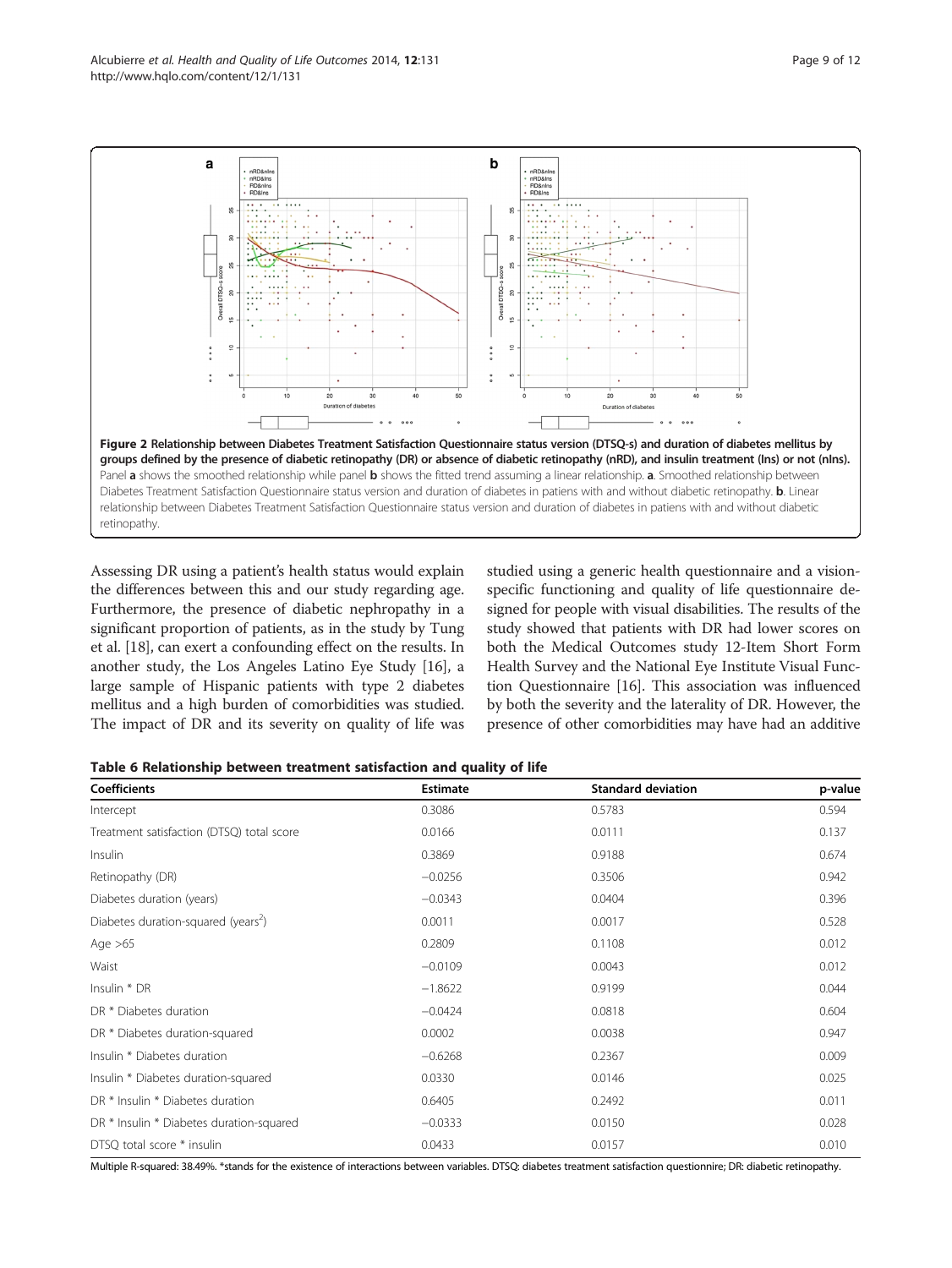Figure 2 Relationship between Diabetes Treatment Satisfaction Questionnaire status version (DTSQ-s) and duration of diabetes mellitus by groups defined by the presence of diabetic retinopathy (DR) or absence of diabetic retinopathy (nRD), and insulin treatment (Ins) or not (nIns). Panel **a** shows the smoothed relationship while panel **b** shows the fitted trend assuming a linear relationship. **a**. Smoothed relationship between Diabetes Treatment Satisfaction Questionnaire status version and duration of diabetes in patiens with and without diabetic retinopathy. **b**. Linear relationship between Diabetes Treatment Satisfaction Questionnaire status version and duration of diabetes in patiens with and without diabetic retinopathy.

Assessing DR using a patient's health status would explain the differences between this and our study regarding age. Furthermore, the presence of diabetic nephropathy in a significant proportion of patients, as in the study by Tung et al. [18], can exert a confounding effect on the results. In another study, the Los Angeles Latino Eye Study [16], a large sample of Hispanic patients with type 2 diabetes mellitus and a high burden of comorbidities was studied. The impact of DR and its severity on quality of life was studied using a generic health questionnaire and a vision-specific functioning and quality of life questionnaire designed for people with visual disabilities. The results of the study showed that patients with DR had lower scores on both the Medical Outcomes study 12-Item Short Form Health Survey and the National Eye Institute Visual Function Questionnaire [16]. This association was influenced by both the severity and the laterality of DR. However, the presence of other comorbidities may have had an additive

**Table 6 Relationship between treatment satisfaction and quality of life**

| Coefficients | Estimate | Standard deviation | p-value |
|---|---|---|---|
| Intercept | 0.3086 | 0.5783 | 0.594 |
| Treatment satisfaction (DTSQ) total score | 0.0166 | 0.0111 | 0.137 |
| Insulin | 0.3869 | 0.9188 | 0.674 |
| Retinopathy (DR) | −0.0256 | 0.3506 | 0.942 |
| Diabetes duration (years) | −0.0343 | 0.0404 | 0.396 |
| Diabetes duration-squared (years$^2$) | 0.0011 | 0.0017 | 0.528 |
| Age >65 | 0.2809 | 0.1108 | 0.012 |
| Waist | −0.0109 | 0.0043 | 0.012 |
| Insulin * DR | −1.8622 | 0.9199 | 0.044 |
| DR * Diabetes duration | −0.0424 | 0.0818 | 0.604 |
| DR * Diabetes duration-squared | 0.0002 | 0.0038 | 0.947 |
| Insulin * Diabetes duration | −0.6268 | 0.2367 | 0.009 |
| Insulin * Diabetes duration-squared | 0.0330 | 0.0146 | 0.025 |
| DR * Insulin * Diabetes duration | 0.6405 | 0.2492 | 0.011 |
| DR * Insulin * Diabetes duration-squared | −0.0333 | 0.0150 | 0.028 |
| DTSQ total score * insulin | 0.0433 | 0.0157 | 0.010 |

Multiple R-squared: 38.49%. *stands for the existence of interactions between variables. DTSQ: diabetes treatment satisfaction questionnire; DR: diabetic retinopathy.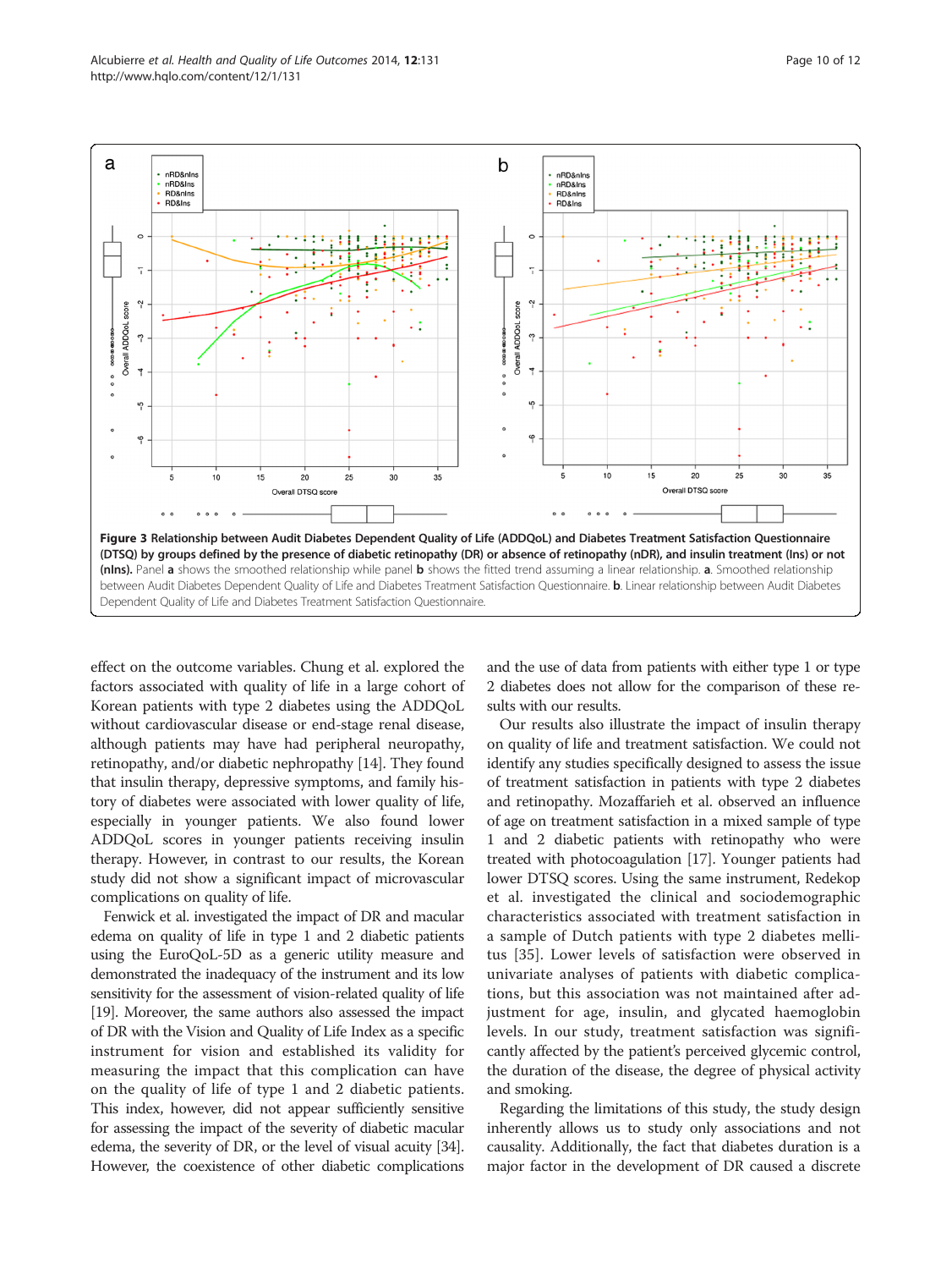**Figure 3 Relationship between Audit Diabetes Dependent Quality of Life (ADDQoL) and Diabetes Treatment Satisfaction Questionnaire (DTSQ) by groups defined by the presence of diabetic retinopathy (DR) or absence of retinopathy (nDR), and insulin treatment (Ins) or not (nIns).** Panel **a** shows the smoothed relationship while panel **b** shows the fitted trend assuming a linear relationship. **a.** Smoothed relationship between Audit Diabetes Dependent Quality of Life and Diabetes Treatment Satisfaction Questionnaire. **b.** Linear relationship between Audit Diabetes Dependent Quality of Life and Diabetes Treatment Satisfaction Questionnaire.

effect on the outcome variables. Chung et al. explored the factors associated with quality of life in a large cohort of Korean patients with type 2 diabetes using the ADDQoL without cardiovascular disease or end-stage renal disease, although patients may have had peripheral neuropathy, retinopathy, and/or diabetic nephropathy [14]. They found that insulin therapy, depressive symptoms, and family history of diabetes were associated with lower quality of life, especially in younger patients. We also found lower ADDQoL scores in younger patients receiving insulin therapy. However, in contrast to our results, the Korean study did not show a significant impact of microvascular complications on quality of life.

Fenwick et al. investigated the impact of DR and macular edema on quality of life in type 1 and 2 diabetic patients using the EuroQoL-5D as a generic utility measure and demonstrated the inadequacy of the instrument and its low sensitivity for the assessment of vision-related quality of life [19]. Moreover, the same authors also assessed the impact of DR with the Vision and Quality of Life Index as a specific instrument for vision and established its validity for measuring the impact that this complication can have on the quality of life of type 1 and 2 diabetic patients. This index, however, did not appear sufficiently sensitive for assessing the impact of the severity of diabetic macular edema, the severity of DR, or the level of visual acuity [34]. However, the coexistence of other diabetic complications and the use of data from patients with either type 1 or type 2 diabetes does not allow for the comparison of these results with our results.

Our results also illustrate the impact of insulin therapy on quality of life and treatment satisfaction. We could not identify any studies specifically designed to assess the issue of treatment satisfaction in patients with type 2 diabetes and retinopathy. Mozaffarieh et al. observed an influence of age on treatment satisfaction in a mixed sample of type 1 and 2 diabetic patients with retinopathy who were treated with photocoagulation [17]. Younger patients had lower DTSQ scores. Using the same instrument, Redekop et al. investigated the clinical and sociodemographic characteristics associated with treatment satisfaction in a sample of Dutch patients with type 2 diabetes mellitus [35]. Lower levels of satisfaction were observed in univariate analyses of patients with diabetic complications, but this association was not maintained after adjustment for age, insulin, and glycated haemoglobin levels. In our study, treatment satisfaction was significantly affected by the patient's perceived glycemic control, the duration of the disease, the degree of physical activity and smoking.

Regarding the limitations of this study, the study design inherently allows us to study only associations and not causality. Additionally, the fact that diabetes duration is a major factor in the development of DR caused a discrete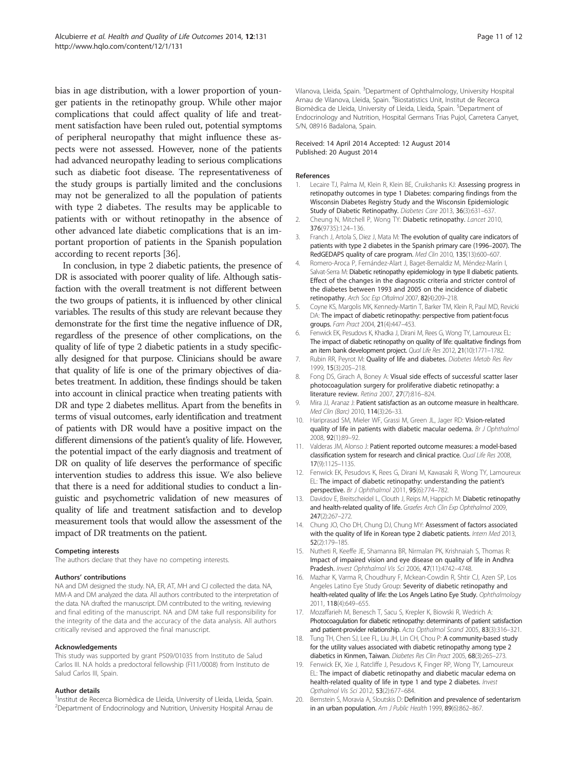bias in age distribution, with a lower proportion of younger patients in the retinopathy group. While other major complications that could affect quality of life and treatment satisfaction have been ruled out, potential symptoms of peripheral neuropathy that might influence these aspects were not assessed. However, none of the patients had advanced neuropathy leading to serious complications such as diabetic foot disease. The representativeness of the study groups is partially limited and the conclusions may not be generalized to all the population of patients with type 2 diabetes. The results may be applicable to patients with or without retinopathy in the absence of other advanced late diabetic complications that is an important proportion of patients in the Spanish population according to recent reports [36].

In conclusion, in type 2 diabetic patients, the presence of DR is associated with poorer quality of life. Although satisfaction with the overall treatment is not different between the two groups of patients, it is influenced by other clinical variables. The results of this study are relevant because they demonstrate for the first time the negative influence of DR, regardless of the presence of other complications, on the quality of life of type 2 diabetic patients in a study specifically designed for that purpose. Clinicians should be aware that quality of life is one of the primary objectives of diabetes treatment. In addition, these findings should be taken into account in clinical practice when treating patients with DR and type 2 diabetes mellitus. Apart from the benefits in terms of visual outcomes, early identification and treatment of patients with DR would have a positive impact on the different dimensions of the patient's quality of life. However, the potential impact of the early diagnosis and treatment of DR on quality of life deserves the performance of specific intervention studies to address this issue. We also believe that there is a need for additional studies to conduct a linguistic and psychometric validation of new measures of quality of life and treatment satisfaction and to develop measurement tools that would allow the assessment of the impact of DR treatments on the patient.

#### Competing interests

The authors declare that they have no competing interests.

#### Authors' contributions

NA and DM designed the study. NA, ER, AT, MH and CJ collected the data. NA, MM-A and DM analyzed the data. All authors contributed to the interpretation of the data. NA drafted the manuscript. DM contributed to the writing, reviewing and final editing of the manuscript. NA and DM take full responsibility for the integrity of the data and the accuracy of the data analysis. All authors critically revised and approved the final manuscript.

#### Acknowledgements

This study was supported by grant PS09/01035 from Instituto de Salud Carlos III. N.A holds a predoctoral fellowship (FI11/0008) from Instituto de Salud Carlos III, Spain.

#### Author details

[1]Institut de Recerca Biomèdica de Lleida, University of Lleida, Lleida, Spain. [2]Department of Endocrinology and Nutrition, University Hospital Arnau de Vilanova, Lleida, Spain. [3]Department of Ophthalmology, University Hospital Arnau de Vilanova, Lleida, Spain. [4]Biostatistics Unit, Institut de Recerca Biomèdica de Lleida, University of Lleida, Lleida, Spain. [5]Department of Endocrinology and Nutrition, Hospital Germans Trias Pujol, Carretera Canyet, S/N, 08916 Badalona, Spain.

Received: 14 April 2014 Accepted: 12 August 2014
Published: 20 August 2014

#### References

1. Lecaire TJ, Palma M, Klein R, Klein BE, Cruikshanks KJ: **Assessing progress in retinopathy outcomes in type 1 Diabetes: comparing findings from the Wisconsin Diabetes Registry Study and the Wisconsin Epidemiologic Study of Diabetic Retinopathy.** *Diabetes Care* 2013, **36**(3):631–637.
2. Cheung N, Mitchell P, Wong TY: **Diabetic retinopathy.** *Lancet* 2010, **376**(9735):124–136.
3. Franch J, Artola S, Diez J, Mata M: **The evolution of quality care indicators of patients with type 2 diabetes in the Spanish primary care (1996–2007). The RedGEDAPS quality of care program.** *Med Clin* 2010, **135**(13):600–607.
4. Romero-Aroca P, Fernández-Alart J, Baget-Bernaldiz M, Méndez-Marín I, Salvat-Serra M: **Diabetic retinopathy epidemiology in type II diabetic patients. Effect of the changes in the diagnostic criteria and stricter control of the diabetes between 1993 and 2005 on the incidence of diabetic retinopathy.** *Arch Soc Esp Oftalmol* 2007, **82**(4):209–218.
5. Coyne KS, Margolis MK, Kennedy-Martin T, Barker TM, Klein R, Paul MD, Revicki DA: **The impact of diabetic retinopathy: perspective from patient-focus groups.** *Fam Pract* 2004, **21**(4):447–453.
6. Fenwick EK, Pesudovs K, Khadka J, Dirani M, Rees G, Wong TY, Lamoureux EL: **The impact of diabetic retinopathy on quality of life: qualitative findings from an item bank development project.** *Qual Life Res* 2012, **21**(10):1771–1782.
7. Rubin RR, Peyrot M: **Quality of life and diabetes.** *Diabetes Metab Res Rev* 1999, **15**(3):205–218.
8. Fong DS, Girach A, Boney A: **Visual side effects of successful scatter laser photocoagulation surgery for proliferative diabetic retinopathy: a literature review.** *Retina* 2007, **27**(7):816–824.
9. Mira JJ, Aranaz J: **Patient satisfaction as an outcome measure in healthcare.** *Med Clin (Barc)* 2010, **114**(3):26–33.
10. Hariprasad SM, Mieler WF, Grassi M, Green JL, Jager RD: **Vision-related quality of life in patients with diabetic macular oedema.** *Br J Ophthalmol* 2008, **92**(1):89–92.
11. Valderas JM, Alonso J: **Patient reported outcome measures: a model-based classification system for research and clinical practice.** *Qual Life Res* 2008, **17**(9):1125–1135.
12. Fenwick EK, Pesudovs K, Rees G, Dirani M, Kawasaki R, Wong TY, Lamoureux EL: **The impact of diabetic retinopathy: understanding the patient's perspective.** *Br J Ophthalmol* 2011, **95**(6):774–782.
13. Davidov E, Breitscheidel L, Clouth J, Reips M, Happich M: **Diabetic retinopathy and health-related quality of life.** *Graefes Arch Clin Exp Ophthalmol* 2009, **247**(2):267–272.
14. Chung JO, Cho DH, Chung DJ, Chung MY: **Assessment of factors associated with the quality of life in Korean type 2 diabetic patients.** *Intern Med* 2013, **52**(2):179–185.
15. Nutheti R, Keeffe JE, Shamanna BR, Nirmalan PK, Krishnaiah S, Thomas R: **Impact of impaired vision and eye disease on quality of life in Andhra Pradesh.** *Invest Ophthalmol Vis Sci* 2006, **47**(11):4742–4748.
16. Mazhar K, Varma R, Choudhury F, Mckean-Cowdin R, Shtir CJ, Azen SP, Los Angeles Latino Eye Study Group: **Severity of diabetic retinopathy and health-related quality of life: the Los Angels Latino Eye Study.** *Ophthalmology* 2011, **118**(4):649–655.
17. Mozaffarieh M, Benesch T, Sacu S, Krepler K, Biowski R, Wedrich A: **Photocoagulation for diabetic retinopathy: determinants of patient satisfaction and patient-provider relationship.** *Acta Opthalmol Scand* 2005, **83**(3):316–321.
18. Tung TH, Chen SJ, Lee FL, Liu JH, Lin CH, Chou P: **A community-based study for the utility values associated with diabetic retinopathy among type 2 diabetics in Kinmen, Taiwan.** *Diabetes Res Clin Pract* 2005, **68**(3):265–273.
19. Fenwick EK, Xie J, Ratcliffe J, Pesudovs K, Finger RP, Wong TY, Lamoureux EL: **The impact of diabetic retinopathy and diabetic macular edema on health-related quality of life in type 1 and type 2 diabetes.** *Invest Opthalmol Vis Sci* 2012, **53**(2):677–684.
20. Bernstein S, Moravia A, Sloutskis D: **Definition and prevalence of sedentarism in an urban population.** *Am J Public Health* 1999, **89**(6):862–867.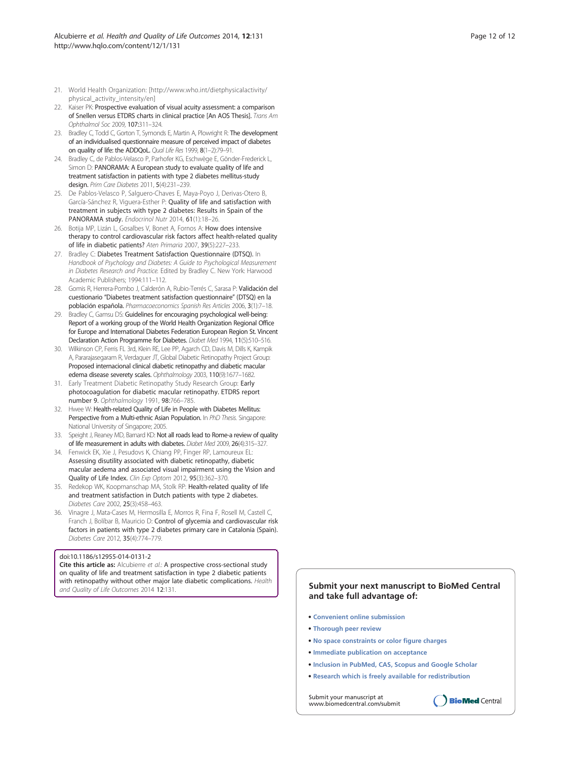21. World Health Organization: [http://www.who.int/dietphysicalactivity/physical_activity_intensity/en]
22. Kaiser PK: **Prospective evaluation of visual acuity assessment: a comparison of Snellen versus ETDRS charts in clinical practice [An AOS Thesis].** *Trans Am Ophthalmol Soc* 2009, **107:**311–324.
23. Bradley C, Todd C, Gorton T, Symonds E, Martin A, Plowright R: **The development of an individualised questionnaire measure of perceived impact of diabetes on quality of life: the ADDQoL.** *Qual Life Res* 1999, **8**(1–2):79–91.
24. Bradley C, de Pablos-Velasco P, Parhofer KG, Eschwège E, Gönder-Frederick L, Simon D: **PANORAMA: A European study to evaluate quality of life and treatment satisfaction in patients with type 2 diabetes mellitus-study design.** *Prim Care Diabetes* 2011, **5**(4):231–239.
25. De Pablos-Velasco P, Salguero-Chaves E, Maya-Poyo J, Derivas-Otero B, García-Sánchez R, Viguera-Esther P: **Quality of life and satisfaction with treatment in subjects with type 2 diabetes: Results in Spain of the PANORAMA study.** *Endocrinol Nutr* 2014, **61**(1):18–26.
26. Botija MP, Lizán L, Gosalbes V, Bonet A, Fornos A: **How does intensive therapy to control cardiovascular risk factors affect health-related quality of life in diabetic patients?** *Aten Primaria* 2007, **39**(5):227–233.
27. Bradley C: **Diabetes Treatment Satisfaction Questionnaire (DTSQ).** In *Handbook of Psychology and Diabetes: A Guide to Psychological Measurement in Diabetes Research and Practice.* Edited by Bradley C. New York: Harwood Academic Publishers; 1994:111–112.
28. Gomis R, Herrera-Pombo J, Calderón A, Rubio-Terrés C, Sarasa P: **Validación del cuestionario "Diabetes treatment satisfaction questionnaire" (DTSQ) en la población española.** *Pharmacoeconomics Spanish Res Articles* 2006, **3**(1):7–18.
29. Bradley C, Gamsu DS: **Guidelines for encouraging psychological well-being: Report of a working group of the World Health Organization Regional Office for Europe and International Diabetes Federation European Region St. Vincent Declaration Action Programme for Diabetes.** *Diabet Med* 1994, **11**(5):510–516.
30. Wilkinson CP, Ferris FL 3rd, Klein RE, Lee PP, Agarch CD, Davis M, Dills K, Kampik A, Pararajasegaram R, Verdaguer JT, Global Diabetic Retinopathy Project Group: **Proposed internacional clinical diabetic retinopathy and diabetic macular edema disease severety scales.** *Ophthalmology* 2003, **110**(9):1677–1682.
31. Early Treatment Diabetic Retinopathy Study Research Group: **Early photocoagulation for diabetic macular retinopathy. ETDRS report number 9.** *Ophthalmology* 1991, **98:**766–785.
32. Hwee W: **Health-related Quality of Life in People with Diabetes Mellitus: Perspective from a Multi-ethnic Asian Population.** In *PhD Thesis.* Singapore: National University of Singapore; 2005.
33. Speight J, Reaney MD, Barnard KD: **Not all roads lead to Rome-a review of quality of life measurement in adults with diabetes.** *Diabet Med* 2009, **26**(4):315–327.
34. Fenwick EK, Xie J, Pesudovs K, Chiang PP, Finger RP, Lamoureux EL: **Assessing disutility associated with diabetic retinopathy, diabetic macular aedema and associated visual impairment using the Vision and Quality of Life Index.** *Clin Exp Optom* 2012, **95**(3):362–370.
35. Redekop WK, Koopmanschap MA, Stolk RP: **Health-related quality of life and treatment satisfaction in Dutch patients with type 2 diabetes.** *Diabetes Care* 2002, **25**(3):458–463.
36. Vinagre J, Mata-Cases M, Hermosilla E, Morros R, Fina F, Rosell M, Castell C, Franch J, Bolíbar B, Mauricio D: **Control of glycemia and cardiovascular risk factors in patients with type 2 diabetes primary care in Catalonia (Spain).** *Diabetes Care* 2012, **35**(4):774–779.

doi:10.1186/s12955-014-0131-2

**Cite this article as:** Alcubierre *et al.*: A prospective cross-sectional study on quality of life and treatment satisfaction in type 2 diabetic patients with retinopathy without other major late diabetic complications. *Health and Quality of Life Outcomes* 2014 **12**:131.

**Submit your next manuscript to BioMed Central and take full advantage of:**

- **Convenient online submission**
- **Thorough peer review**
- **No space constraints or color figure charges**
- **Immediate publication on acceptance**
- **Inclusion in PubMed, CAS, Scopus and Google Scholar**
- **Research which is freely available for redistribution**

Submit your manuscript at
www.biomedcentral.com/submit

BioMed Central